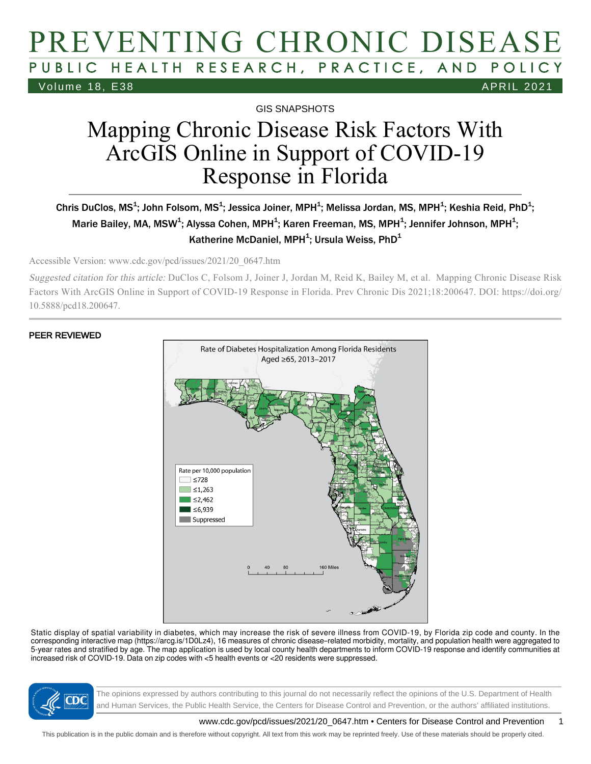GIS SNAPSHOTS

# Mapping Chronic Disease Risk Factors With ArcGIS Online in Support of COVID-19 Response in Florida

Chris DuClos, MS[1]; John Folsom, MS[1]; Jessica Joiner, MPH[1]; Melissa Jordan, MS, MPH[1]; Keshia Reid, PhD[1]; Marie Bailey, MA, MSW[1]; Alyssa Cohen, MPH[1]; Karen Freeman, MS, MPH[1]; Jennifer Johnson, MPH[1]; Katherine McDaniel, MPH[1]; Ursula Weiss, PhD[1]

Accessible Version: www.cdc.gov/pcd/issues/2021/20_0647.htm

*Suggested citation for this article:* DuClos C, Folsom J, Joiner J, Jordan M, Reid K, Bailey M, et al. Mapping Chronic Disease Risk Factors With ArcGIS Online in Support of COVID-19 Response in Florida. Prev Chronic Dis 2021;18:200647. DOI: https://doi.org/10.5888/pcd18.200647.

**PEER REVIEWED**

Rate of Diabetes Hospitalization Among Florida Residents Aged ≥65, 2013–2017

| Rate per 10,000 population |
| --- |
| ≤728 |
| ≤1,263 |
| ≤2,462 |
| ≤6,939 |
| Suppressed |

Static display of spatial variability in diabetes, which may increase the risk of severe illness from COVID-19, by Florida zip code and county. In the corresponding interactive map (https://arcg.is/1D0Lz4), 16 measures of chronic disease–related morbidity, mortality, and population health were aggregated to 5-year rates and stratified by age. The map application is used by local county health departments to inform COVID-19 response and identify communities at increased risk of COVID-19. Data on zip codes with <5 health events or <20 residents were suppressed.

The opinions expressed by authors contributing to this journal do not necessarily reflect the opinions of the U.S. Department of Health and Human Services, the Public Health Service, the Centers for Disease Control and Prevention, or the authors' affiliated institutions.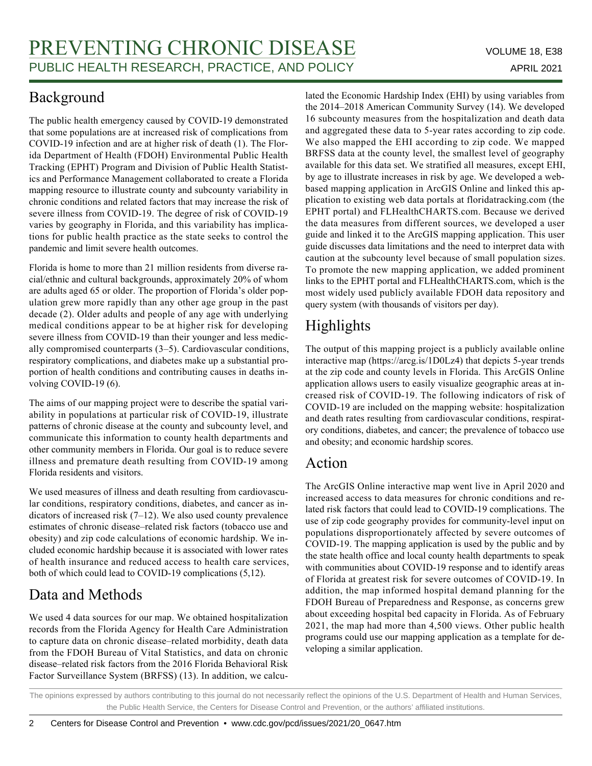## Background

The public health emergency caused by COVID-19 demonstrated that some populations are at increased risk of complications from COVID-19 infection and are at higher risk of death (1). The Florida Department of Health (FDOH) Environmental Public Health Tracking (EPHT) Program and Division of Public Health Statistics and Performance Management collaborated to create a Florida mapping resource to illustrate county and subcounty variability in chronic conditions and related factors that may increase the risk of severe illness from COVID-19. The degree of risk of COVID-19 varies by geography in Florida, and this variability has implications for public health practice as the state seeks to control the pandemic and limit severe health outcomes.

Florida is home to more than 21 million residents from diverse racial/ethnic and cultural backgrounds, approximately 20% of whom are adults aged 65 or older. The proportion of Florida's older population grew more rapidly than any other age group in the past decade (2). Older adults and people of any age with underlying medical conditions appear to be at higher risk for developing severe illness from COVID-19 than their younger and less medically compromised counterparts (3–5). Cardiovascular conditions, respiratory complications, and diabetes make up a substantial proportion of health conditions and contributing causes in deaths involving COVID-19 (6).

The aims of our mapping project were to describe the spatial variability in populations at particular risk of COVID-19, illustrate patterns of chronic disease at the county and subcounty level, and communicate this information to county health departments and other community members in Florida. Our goal is to reduce severe illness and premature death resulting from COVID-19 among Florida residents and visitors.

We used measures of illness and death resulting from cardiovascular conditions, respiratory conditions, diabetes, and cancer as indicators of increased risk (7–12). We also used county prevalence estimates of chronic disease–related risk factors (tobacco use and obesity) and zip code calculations of economic hardship. We included economic hardship because it is associated with lower rates of health insurance and reduced access to health care services, both of which could lead to COVID-19 complications (5,12).

## Data and Methods

We used 4 data sources for our map. We obtained hospitalization records from the Florida Agency for Health Care Administration to capture data on chronic disease–related morbidity, death data from the FDOH Bureau of Vital Statistics, and data on chronic disease–related risk factors from the 2016 Florida Behavioral Risk Factor Surveillance System (BRFSS) (13). In addition, we calculated the Economic Hardship Index (EHI) by using variables from the 2014–2018 American Community Survey (14). We developed 16 subcounty measures from the hospitalization and death data and aggregated these data to 5-year rates according to zip code. We also mapped the EHI according to zip code. We mapped BRFSS data at the county level, the smallest level of geography available for this data set. We stratified all measures, except EHI, by age to illustrate increases in risk by age. We developed a web-based mapping application in ArcGIS Online and linked this application to existing web data portals at floridatracking.com (the EPHT portal) and FLHealthCHARTS.com. Because we derived the data measures from different sources, we developed a user guide and linked it to the ArcGIS mapping application. This user guide discusses data limitations and the need to interpret data with caution at the subcounty level because of small population sizes. To promote the new mapping application, we added prominent links to the EPHT portal and FLHealthCHARTS.com, which is the most widely used publicly available FDOH data repository and query system (with thousands of visitors per day).

## Highlights

The output of this mapping project is a publicly available online interactive map (https://arcg.is/1D0Lz4) that depicts 5-year trends at the zip code and county levels in Florida. This ArcGIS Online application allows users to easily visualize geographic areas at increased risk of COVID-19. The following indicators of risk of COVID-19 are included on the mapping website: hospitalization and death rates resulting from cardiovascular conditions, respiratory conditions, diabetes, and cancer; the prevalence of tobacco use and obesity; and economic hardship scores.

## Action

The ArcGIS Online interactive map went live in April 2020 and increased access to data measures for chronic conditions and related risk factors that could lead to COVID-19 complications. The use of zip code geography provides for community-level input on populations disproportionately affected by severe outcomes of COVID-19. The mapping application is used by the public and by the state health office and local county health departments to speak with communities about COVID-19 response and to identify areas of Florida at greatest risk for severe outcomes of COVID-19. In addition, the map informed hospital demand planning for the FDOH Bureau of Preparedness and Response, as concerns grew about exceeding hospital bed capacity in Florida. As of February 2021, the map had more than 4,500 views. Other public health programs could use our mapping application as a template for developing a similar application.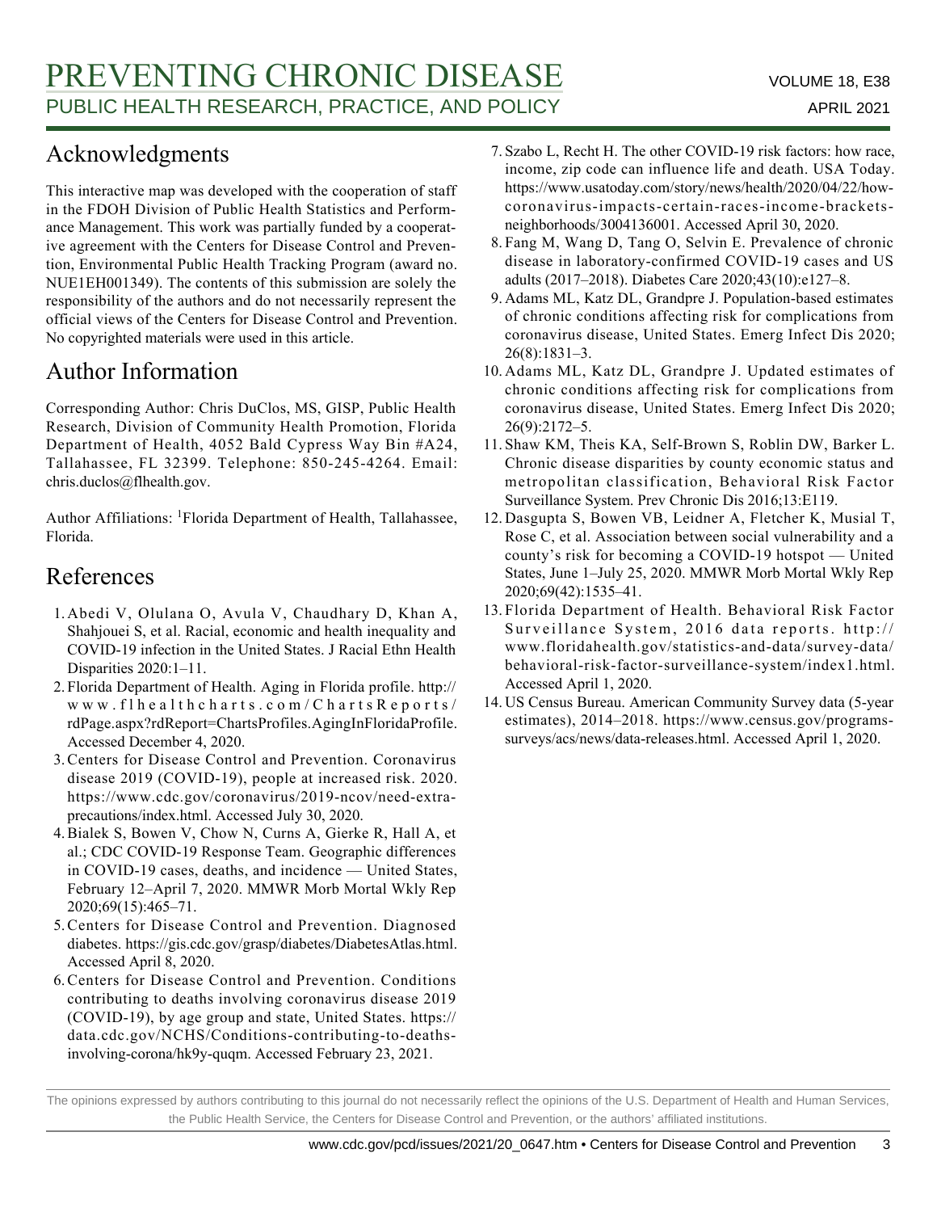## Acknowledgments

This interactive map was developed with the cooperation of staff in the FDOH Division of Public Health Statistics and Performance Management. This work was partially funded by a cooperative agreement with the Centers for Disease Control and Prevention, Environmental Public Health Tracking Program (award no. NUE1EH001349). The contents of this submission are solely the responsibility of the authors and do not necessarily represent the official views of the Centers for Disease Control and Prevention. No copyrighted materials were used in this article.

## Author Information

Corresponding Author: Chris DuClos, MS, GISP, Public Health Research, Division of Community Health Promotion, Florida Department of Health, 4052 Bald Cypress Way Bin #A24, Tallahassee, FL 32399. Telephone: 850-245-4264. Email: chris.duclos@flhealth.gov.

Author Affiliations: [1]Florida Department of Health, Tallahassee, Florida.

## References

1. Abedi V, Olulana O, Avula V, Chaudhary D, Khan A, Shahjouei S, et al. Racial, economic and health inequality and COVID-19 infection in the United States. J Racial Ethn Health Disparities 2020:1–11.
2. Florida Department of Health. Aging in Florida profile. http://www.flhealthcharts.com/ChartsReports/rdPage.aspx?rdReport=ChartsProfiles.AgingInFloridaProfile. Accessed December 4, 2020.
3. Centers for Disease Control and Prevention. Coronavirus disease 2019 (COVID-19), people at increased risk. 2020. https://www.cdc.gov/coronavirus/2019-ncov/need-extra-precautions/index.html. Accessed July 30, 2020.
4. Bialek S, Bowen V, Chow N, Curns A, Gierke R, Hall A, et al.; CDC COVID-19 Response Team. Geographic differences in COVID-19 cases, deaths, and incidence — United States, February 12–April 7, 2020. MMWR Morb Mortal Wkly Rep 2020;69(15):465–71.
5. Centers for Disease Control and Prevention. Diagnosed diabetes. https://gis.cdc.gov/grasp/diabetes/DiabetesAtlas.html. Accessed April 8, 2020.
6. Centers for Disease Control and Prevention. Conditions contributing to deaths involving coronavirus disease 2019 (COVID-19), by age group and state, United States. https://data.cdc.gov/NCHS/Conditions-contributing-to-deaths-involving-corona/hk9y-quqm. Accessed February 23, 2021.
7. Szabo L, Recht H. The other COVID-19 risk factors: how race, income, zip code can influence life and death. USA Today. https://www.usatoday.com/story/news/health/2020/04/22/how-coronavirus-impacts-certain-races-income-brackets-neighborhoods/3004136001. Accessed April 30, 2020.
8. Fang M, Wang D, Tang O, Selvin E. Prevalence of chronic disease in laboratory-confirmed COVID-19 cases and US adults (2017–2018). Diabetes Care 2020;43(10):e127–8.
9. Adams ML, Katz DL, Grandpre J. Population-based estimates of chronic conditions affecting risk for complications from coronavirus disease, United States. Emerg Infect Dis 2020; 26(8):1831–3.
10. Adams ML, Katz DL, Grandpre J. Updated estimates of chronic conditions affecting risk for complications from coronavirus disease, United States. Emerg Infect Dis 2020; 26(9):2172–5.
11. Shaw KM, Theis KA, Self-Brown S, Roblin DW, Barker L. Chronic disease disparities by county economic status and metropolitan classification, Behavioral Risk Factor Surveillance System. Prev Chronic Dis 2016;13:E119.
12. Dasgupta S, Bowen VB, Leidner A, Fletcher K, Musial T, Rose C, et al. Association between social vulnerability and a county's risk for becoming a COVID-19 hotspot — United States, June 1–July 25, 2020. MMWR Morb Mortal Wkly Rep 2020;69(42):1535–41.
13. Florida Department of Health. Behavioral Risk Factor Surveillance System, 2016 data reports. http://www.floridahealth.gov/statistics-and-data/survey-data/behavioral-risk-factor-surveillance-system/index1.html. Accessed April 1, 2020.
14. US Census Bureau. American Community Survey data (5-year estimates), 2014–2018. https://www.census.gov/programs-surveys/acs/news/data-releases.html. Accessed April 1, 2020.

The opinions expressed by authors contributing to this journal do not necessarily reflect the opinions of the U.S. Department of Health and Human Services, the Public Health Service, the Centers for Disease Control and Prevention, or the authors' affiliated institutions.